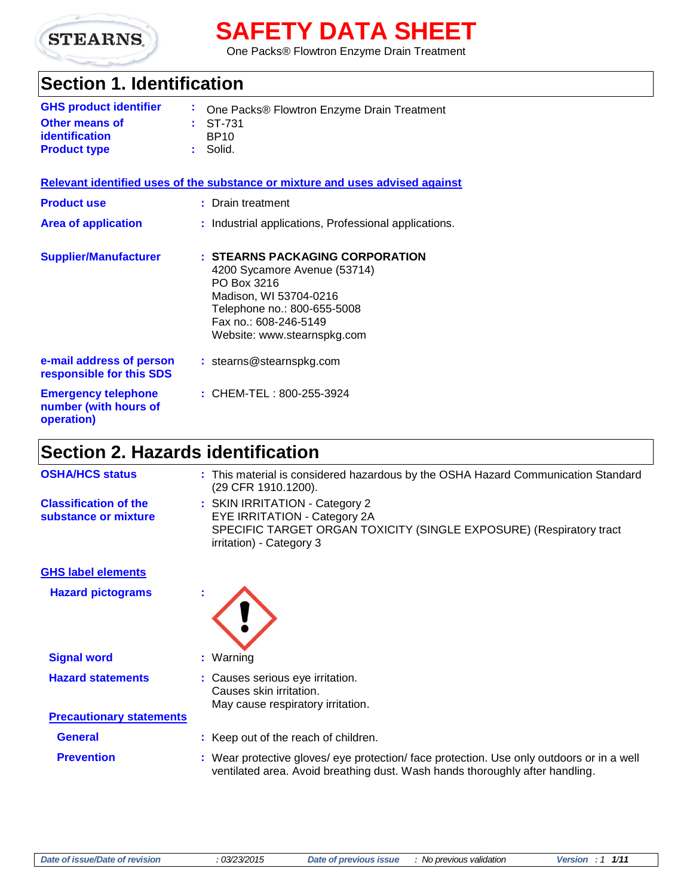STEARNS

# SAFETY DATA SHEET

One Packs® Flowtron Enzyme Drain Treatment

## Section 1. Identification

| | | |
|---|---|---|
| **GHS product identifier** | : | One Packs® Flowtron Enzyme Drain Treatment |
| **Other means of identification** | : | ST-731<br>BP10 |
| **Product type** | : | Solid. |

**Relevant identified uses of the substance or mixture and uses advised against**

| | | |
|---|---|---|
| **Product use** | : | Drain treatment |
| **Area of application** | : | Industrial applications, Professional applications. |
| **Supplier/Manufacturer** | : | **STEARNS PACKAGING CORPORATION**<br>4200 Sycamore Avenue (53714)<br>PO Box 3216<br>Madison, WI 53704-0216<br>Telephone no.: 800-655-5008<br>Fax no.: 608-246-5149<br>Website: www.stearnspkg.com |
| **e-mail address of person responsible for this SDS** | : | stearns@stearnspkg.com |
| **Emergency telephone number (with hours of operation)** | : | CHEM-TEL : 800-255-3924 |

## Section 2. Hazards identification

| | | |
|---|---|---|
| **OSHA/HCS status** | : | This material is considered hazardous by the OSHA Hazard Communication Standard (29 CFR 1910.1200). |
| **Classification of the substance or mixture** | : | SKIN IRRITATION - Category 2<br>EYE IRRITATION - Category 2A<br>SPECIFIC TARGET ORGAN TOXICITY (SINGLE EXPOSURE) (Respiratory tract irritation) - Category 3 |

**GHS label elements**

| | | |
|---|---|---|
| **Hazard pictograms** | : | |
| **Signal word** | : | Warning |
| **Hazard statements** | : | Causes serious eye irritation.<br>Causes skin irritation.<br>May cause respiratory irritation. |

**Precautionary statements**

| | | |
|---|---|---|
| **General** | : | Keep out of the reach of children. |
| **Prevention** | : | Wear protective gloves/ eye protection/ face protection. Use only outdoors or in a well ventilated area. Avoid breathing dust. Wash hands thoroughly after handling. |

*Date of issue/Date of revision* : 03/23/2015 *Date of previous issue* : No previous validation *Version* : 1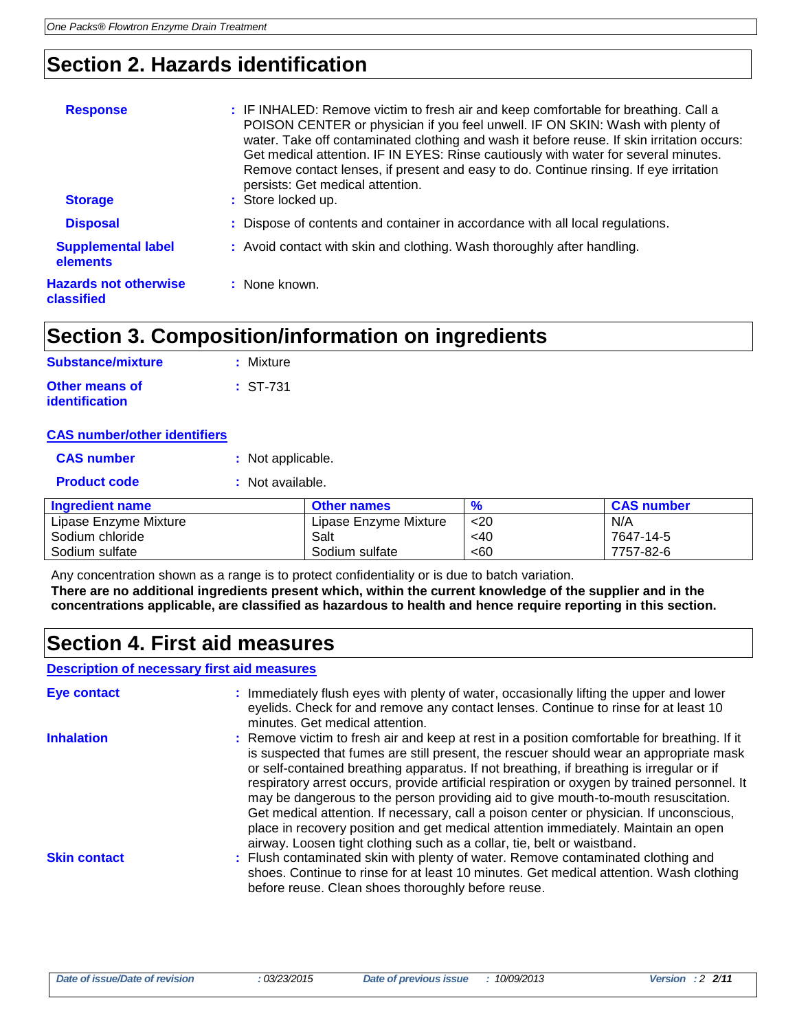## Section 2. Hazards identification

**Response** : IF INHALED: Remove victim to fresh air and keep comfortable for breathing. Call a POISON CENTER or physician if you feel unwell. IF ON SKIN: Wash with plenty of water. Take off contaminated clothing and wash it before reuse. If skin irritation occurs: Get medical attention. IF IN EYES: Rinse cautiously with water for several minutes. Remove contact lenses, if present and easy to do. Continue rinsing. If eye irritation persists: Get medical attention.

**Storage** : Store locked up.

**Disposal** : Dispose of contents and container in accordance with all local regulations.

**Supplemental label elements** : Avoid contact with skin and clothing. Wash thoroughly after handling.

**Hazards not otherwise classified** : None known.

## Section 3. Composition/information on ingredients

**Substance/mixture** : Mixture

**Other means of identification** : ST-731

**CAS number/other identifiers**

**CAS number** : Not applicable.

**Product code** : Not available.

| Ingredient name | Other names | % | CAS number |
|---|---|---|---|
| Lipase Enzyme Mixture | Lipase Enzyme Mixture | <20 | N/A |
| Sodium chloride | Salt | <40 | 7647-14-5 |
| Sodium sulfate | Sodium sulfate | <60 | 7757-82-6 |

Any concentration shown as a range is to protect confidentiality or is due to batch variation.

**There are no additional ingredients present which, within the current knowledge of the supplier and in the concentrations applicable, are classified as hazardous to health and hence require reporting in this section.**

## Section 4. First aid measures

**Description of necessary first aid measures**

**Eye contact** : Immediately flush eyes with plenty of water, occasionally lifting the upper and lower eyelids. Check for and remove any contact lenses. Continue to rinse for at least 10 minutes. Get medical attention.

**Inhalation** : Remove victim to fresh air and keep at rest in a position comfortable for breathing. If it is suspected that fumes are still present, the rescuer should wear an appropriate mask or self-contained breathing apparatus. If not breathing, if breathing is irregular or if respiratory arrest occurs, provide artificial respiration or oxygen by trained personnel. It may be dangerous to the person providing aid to give mouth-to-mouth resuscitation. Get medical attention. If necessary, call a poison center or physician. If unconscious, place in recovery position and get medical attention immediately. Maintain an open airway. Loosen tight clothing such as a collar, tie, belt or waistband.

**Skin contact** : Flush contaminated skin with plenty of water. Remove contaminated clothing and shoes. Continue to rinse for at least 10 minutes. Get medical attention. Wash clothing before reuse. Clean shoes thoroughly before reuse.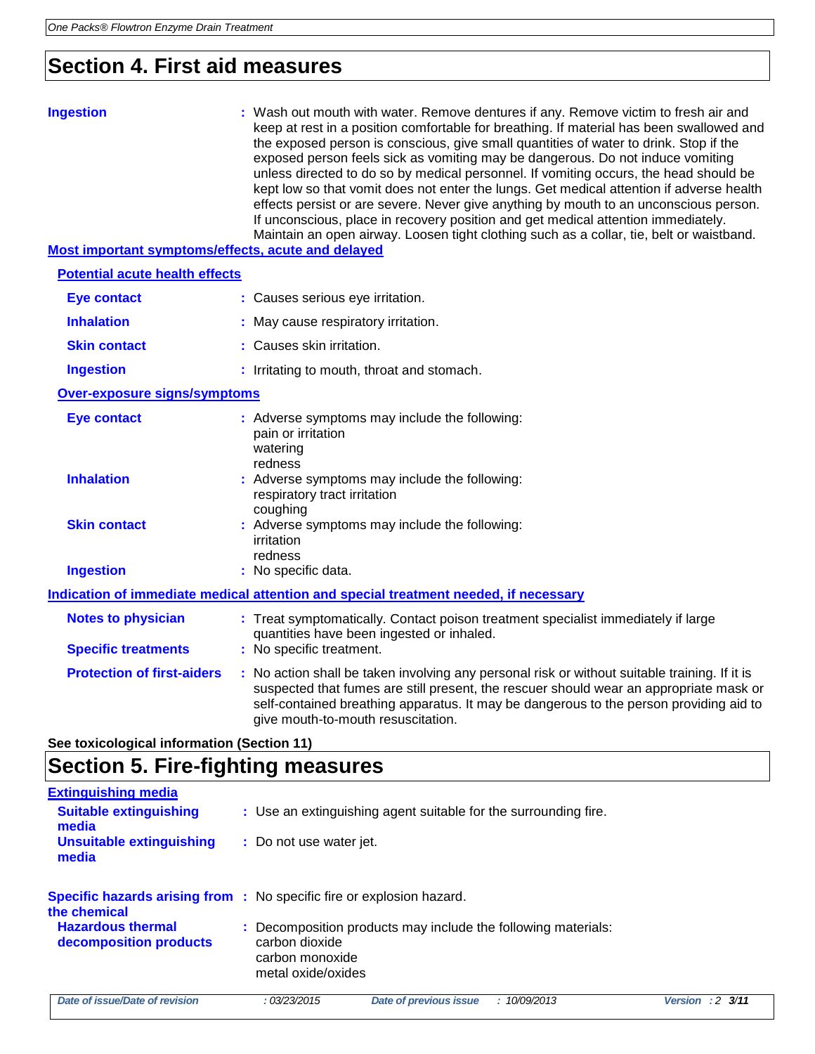## Section 4. First aid measures

**Ingestion** : Wash out mouth with water. Remove dentures if any. Remove victim to fresh air and keep at rest in a position comfortable for breathing. If material has been swallowed and the exposed person is conscious, give small quantities of water to drink. Stop if the exposed person feels sick as vomiting may be dangerous. Do not induce vomiting unless directed to do so by medical personnel. If vomiting occurs, the head should be kept low so that vomit does not enter the lungs. Get medical attention if adverse health effects persist or are severe. Never give anything by mouth to an unconscious person. If unconscious, place in recovery position and get medical attention immediately. Maintain an open airway. Loosen tight clothing such as a collar, tie, belt or waistband.

### Most important symptoms/effects, acute and delayed

#### Potential acute health effects

**Eye contact** : Causes serious eye irritation.

**Inhalation** : May cause respiratory irritation.

**Skin contact** : Causes skin irritation.

**Ingestion** : Irritating to mouth, throat and stomach.

#### Over-exposure signs/symptoms

**Eye contact** : Adverse symptoms may include the following:
pain or irritation
watering
redness

**Inhalation** : Adverse symptoms may include the following:
respiratory tract irritation
coughing

**Skin contact** : Adverse symptoms may include the following:
irritation
redness

**Ingestion** : No specific data.

### Indication of immediate medical attention and special treatment needed, if necessary

**Notes to physician** : Treat symptomatically. Contact poison treatment specialist immediately if large quantities have been ingested or inhaled.

**Specific treatments** : No specific treatment.

**Protection of first-aiders** : No action shall be taken involving any personal risk or without suitable training. If it is suspected that fumes are still present, the rescuer should wear an appropriate mask or self-contained breathing apparatus. It may be dangerous to the person providing aid to give mouth-to-mouth resuscitation.

**See toxicological information (Section 11)**

## Section 5. Fire-fighting measures

### Extinguishing media

**Suitable extinguishing media** : Use an extinguishing agent suitable for the surrounding fire.

**Unsuitable extinguishing media** : Do not use water jet.

**Specific hazards arising from the chemical** : No specific fire or explosion hazard.

**Hazardous thermal decomposition products** : Decomposition products may include the following materials:
carbon dioxide
carbon monoxide
metal oxide/oxides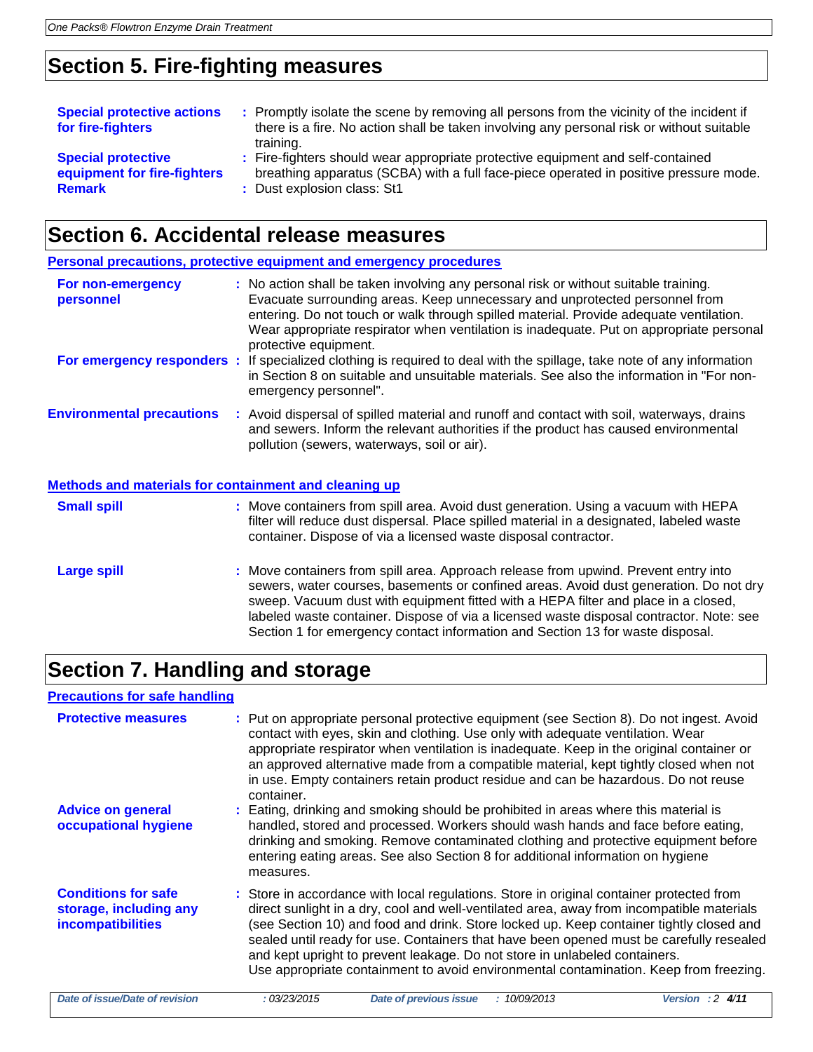## Section 5. Fire-fighting measures

**Special protective actions for fire-fighters** : Promptly isolate the scene by removing all persons from the vicinity of the incident if there is a fire. No action shall be taken involving any personal risk or without suitable training.

**Special protective equipment for fire-fighters** : Fire-fighters should wear appropriate protective equipment and self-contained breathing apparatus (SCBA) with a full face-piece operated in positive pressure mode.

**Remark** : Dust explosion class: St1

## Section 6. Accidental release measures

### Personal precautions, protective equipment and emergency procedures

**For non-emergency personnel** : No action shall be taken involving any personal risk or without suitable training. Evacuate surrounding areas. Keep unnecessary and unprotected personnel from entering. Do not touch or walk through spilled material. Provide adequate ventilation. Wear appropriate respirator when ventilation is inadequate. Put on appropriate personal protective equipment.

**For emergency responders** : If specialized clothing is required to deal with the spillage, take note of any information in Section 8 on suitable and unsuitable materials. See also the information in "For non-emergency personnel".

**Environmental precautions** : Avoid dispersal of spilled material and runoff and contact with soil, waterways, drains and sewers. Inform the relevant authorities if the product has caused environmental pollution (sewers, waterways, soil or air).

### Methods and materials for containment and cleaning up

**Small spill** : Move containers from spill area. Avoid dust generation. Using a vacuum with HEPA filter will reduce dust dispersal. Place spilled material in a designated, labeled waste container. Dispose of via a licensed waste disposal contractor.

**Large spill** : Move containers from spill area. Approach release from upwind. Prevent entry into sewers, water courses, basements or confined areas. Avoid dust generation. Do not dry sweep. Vacuum dust with equipment fitted with a HEPA filter and place in a closed, labeled waste container. Dispose of via a licensed waste disposal contractor. Note: see Section 1 for emergency contact information and Section 13 for waste disposal.

## Section 7. Handling and storage

### Precautions for safe handling

**Protective measures** : Put on appropriate personal protective equipment (see Section 8). Do not ingest. Avoid contact with eyes, skin and clothing. Use only with adequate ventilation. Wear appropriate respirator when ventilation is inadequate. Keep in the original container or an approved alternative made from a compatible material, kept tightly closed when not in use. Empty containers retain product residue and can be hazardous. Do not reuse container.

**Advice on general occupational hygiene** : Eating, drinking and smoking should be prohibited in areas where this material is handled, stored and processed. Workers should wash hands and face before eating, drinking and smoking. Remove contaminated clothing and protective equipment before entering eating areas. See also Section 8 for additional information on hygiene measures.

**Conditions for safe storage, including any incompatibilities** : Store in accordance with local regulations. Store in original container protected from direct sunlight in a dry, cool and well-ventilated area, away from incompatible materials (see Section 10) and food and drink. Store locked up. Keep container tightly closed and sealed until ready for use. Containers that have been opened must be carefully resealed and kept upright to prevent leakage. Do not store in unlabeled containers. Use appropriate containment to avoid environmental contamination. Keep from freezing.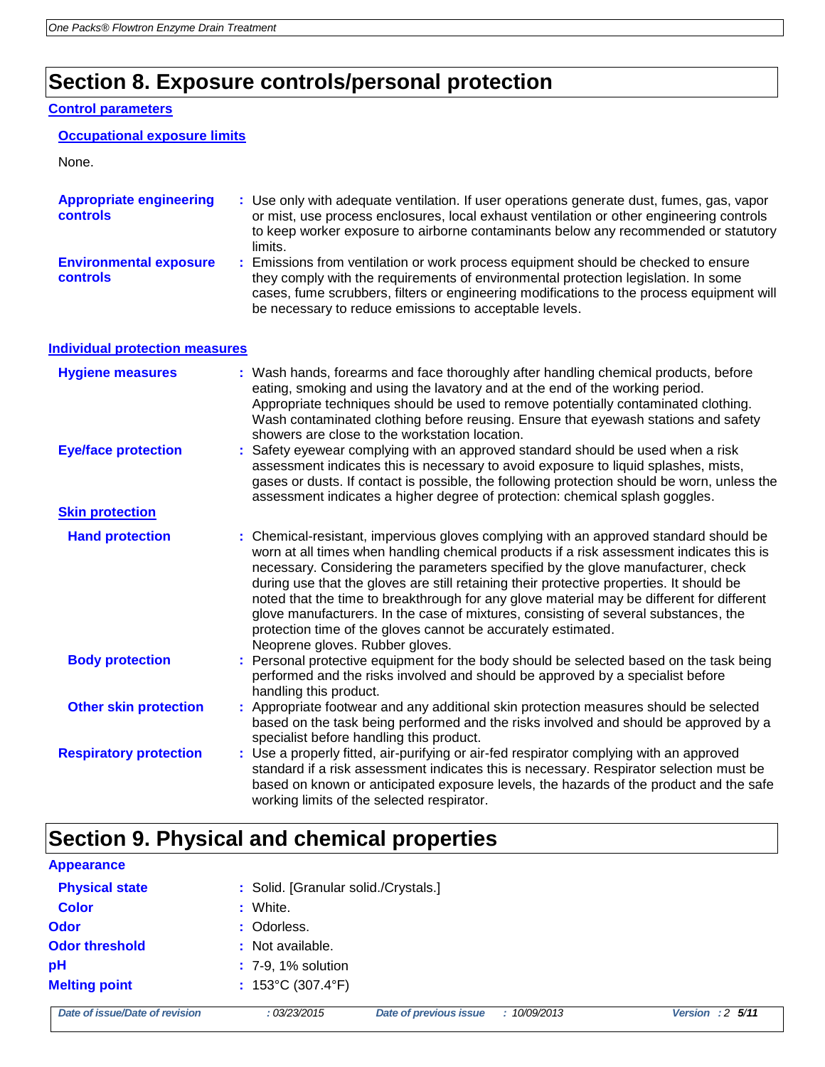# Section 8. Exposure controls/personal protection

## Control parameters

### Occupational exposure limits

None.

**Appropriate engineering controls** : Use only with adequate ventilation. If user operations generate dust, fumes, gas, vapor or mist, use process enclosures, local exhaust ventilation or other engineering controls to keep worker exposure to airborne contaminants below any recommended or statutory limits.

**Environmental exposure controls** : Emissions from ventilation or work process equipment should be checked to ensure they comply with the requirements of environmental protection legislation. In some cases, fume scrubbers, filters or engineering modifications to the process equipment will be necessary to reduce emissions to acceptable levels.

## Individual protection measures

**Hygiene measures** : Wash hands, forearms and face thoroughly after handling chemical products, before eating, smoking and using the lavatory and at the end of the working period. Appropriate techniques should be used to remove potentially contaminated clothing. Wash contaminated clothing before reusing. Ensure that eyewash stations and safety showers are close to the workstation location.

**Eye/face protection** : Safety eyewear complying with an approved standard should be used when a risk assessment indicates this is necessary to avoid exposure to liquid splashes, mists, gases or dusts. If contact is possible, the following protection should be worn, unless the assessment indicates a higher degree of protection: chemical splash goggles.

### Skin protection

**Hand protection** : Chemical-resistant, impervious gloves complying with an approved standard should be worn at all times when handling chemical products if a risk assessment indicates this is necessary. Considering the parameters specified by the glove manufacturer, check during use that the gloves are still retaining their protective properties. It should be noted that the time to breakthrough for any glove material may be different for different glove manufacturers. In the case of mixtures, consisting of several substances, the protection time of the gloves cannot be accurately estimated.
Neoprene gloves. Rubber gloves.

**Body protection** : Personal protective equipment for the body should be selected based on the task being performed and the risks involved and should be approved by a specialist before handling this product.

**Other skin protection** : Appropriate footwear and any additional skin protection measures should be selected based on the task being performed and the risks involved and should be approved by a specialist before handling this product.

**Respiratory protection** : Use a properly fitted, air-purifying or air-fed respirator complying with an approved standard if a risk assessment indicates this is necessary. Respirator selection must be based on known or anticipated exposure levels, the hazards of the product and the safe working limits of the selected respirator.

# Section 9. Physical and chemical properties

## Appearance

**Physical state** : Solid. [Granular solid./Crystals.]

**Color** : White.

**Odor** : Odorless.

**Odor threshold** : Not available.

**pH** : 7-9, 1% solution

**Melting point** : 153°C (307.4°F)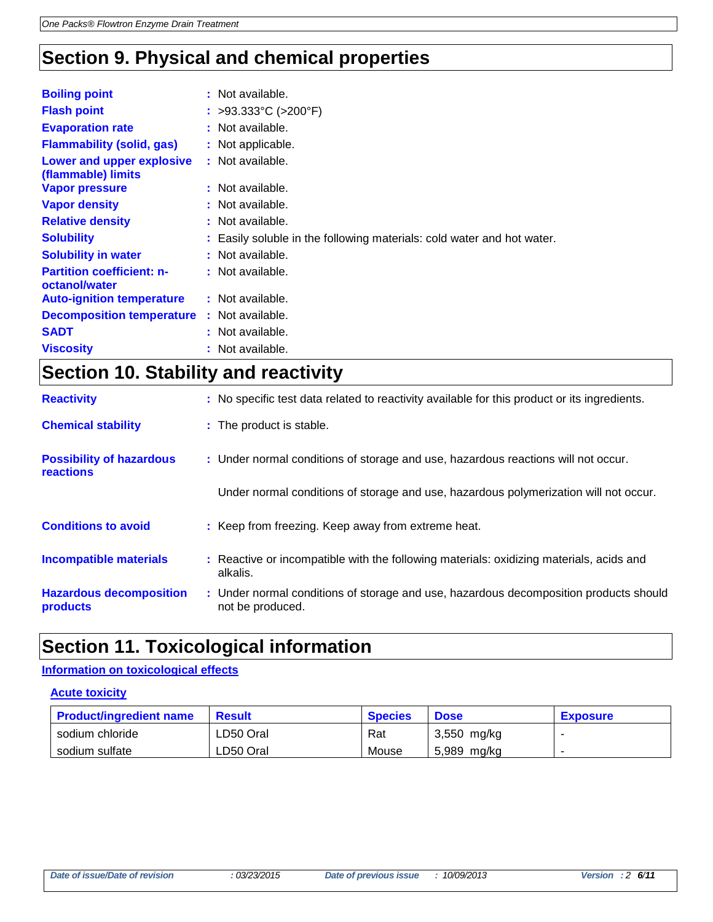# Section 9. Physical and chemical properties

| | |
|---|---|
| **Boiling point** | : Not available. |
| **Flash point** | : >93.333°C (>200°F) |
| **Evaporation rate** | : Not available. |
| **Flammability (solid, gas)** | : Not applicable. |
| **Lower and upper explosive (flammable) limits** | : Not available. |
| **Vapor pressure** | : Not available. |
| **Vapor density** | : Not available. |
| **Relative density** | : Not available. |
| **Solubility** | : Easily soluble in the following materials: cold water and hot water. |
| **Solubility in water** | : Not available. |
| **Partition coefficient: n-octanol/water** | : Not available. |
| **Auto-ignition temperature** | : Not available. |
| **Decomposition temperature** | : Not available. |
| **SADT** | : Not available. |
| **Viscosity** | : Not available. |

# Section 10. Stability and reactivity

**Reactivity** : No specific test data related to reactivity available for this product or its ingredients.

**Chemical stability** : The product is stable.

**Possibility of hazardous reactions** : Under normal conditions of storage and use, hazardous reactions will not occur.

Under normal conditions of storage and use, hazardous polymerization will not occur.

**Conditions to avoid** : Keep from freezing. Keep away from extreme heat.

**Incompatible materials** : Reactive or incompatible with the following materials: oxidizing materials, acids and alkalis.

**Hazardous decomposition products** : Under normal conditions of storage and use, hazardous decomposition products should not be produced.

# Section 11. Toxicological information

## Information on toxicological effects

### Acute toxicity

| Product/ingredient name | Result | Species | Dose | Exposure |
|---|---|---|---|---|
| sodium chloride | LD50 Oral | Rat | 3,550 mg/kg | - |
| sodium sulfate | LD50 Oral | Mouse | 5,989 mg/kg | - |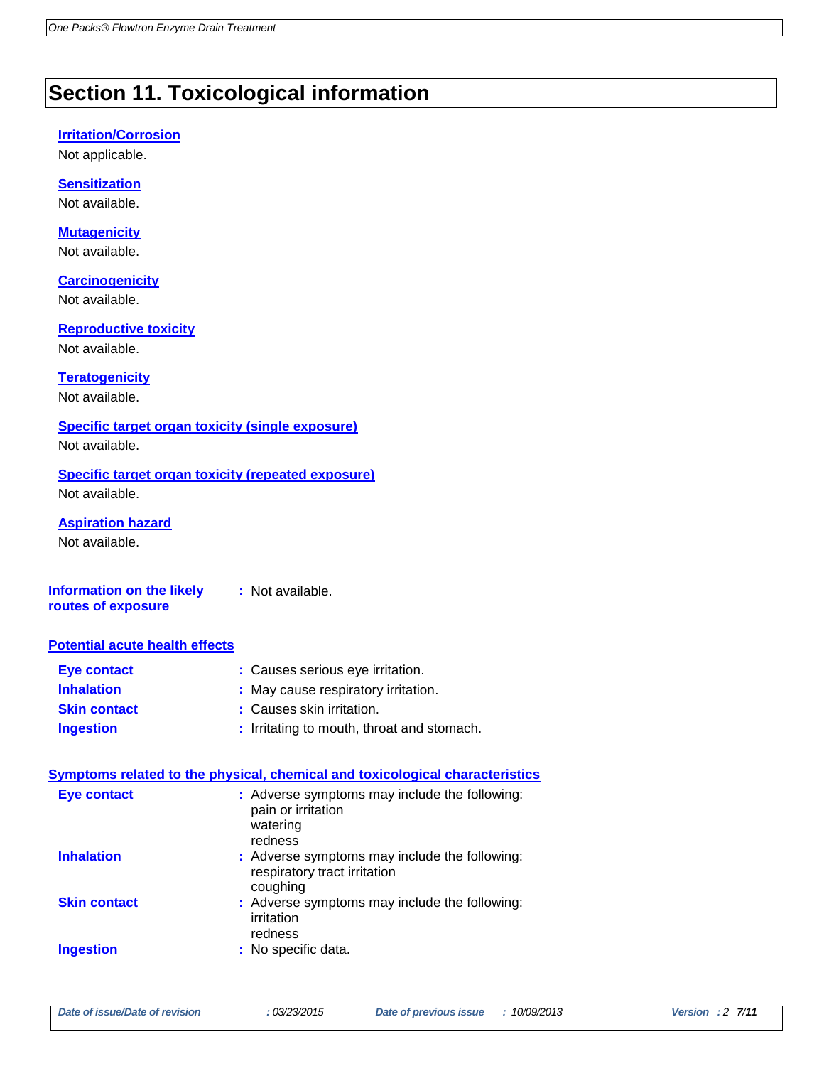# Section 11. Toxicological information

### Irritation/Corrosion

Not applicable.

### Sensitization

Not available.

### Mutagenicity

Not available.

### Carcinogenicity

Not available.

### Reproductive toxicity

Not available.

### Teratogenicity

Not available.

### Specific target organ toxicity (single exposure)

Not available.

### Specific target organ toxicity (repeated exposure)

Not available.

### Aspiration hazard

Not available.

**Information on the likely routes of exposure** : Not available.

### Potential acute health effects

**Eye contact** : Causes serious eye irritation.

**Inhalation** : May cause respiratory irritation.

**Skin contact** : Causes skin irritation.

**Ingestion** : Irritating to mouth, throat and stomach.

### Symptoms related to the physical, chemical and toxicological characteristics

**Eye contact** : Adverse symptoms may include the following:
pain or irritation
watering
redness

**Inhalation** : Adverse symptoms may include the following:
respiratory tract irritation
coughing

**Skin contact** : Adverse symptoms may include the following:
irritation
redness

**Ingestion** : No specific data.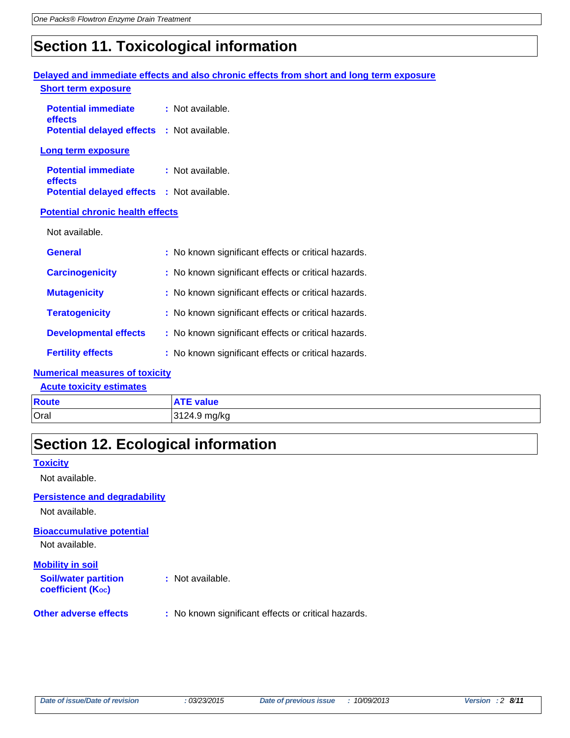## Section 11. Toxicological information

**Delayed and immediate effects and also chronic effects from short and long term exposure**

**Short term exposure**

**Potential immediate effects** : Not available.
**Potential delayed effects** : Not available.

**Long term exposure**

**Potential immediate effects** : Not available.
**Potential delayed effects** : Not available.

**Potential chronic health effects**

Not available.

**General** : No known significant effects or critical hazards.

**Carcinogenicity** : No known significant effects or critical hazards.

**Mutagenicity** : No known significant effects or critical hazards.

**Teratogenicity** : No known significant effects or critical hazards.

**Developmental effects** : No known significant effects or critical hazards.

**Fertility effects** : No known significant effects or critical hazards.

**Numerical measures of toxicity**

**Acute toxicity estimates**

| Route | ATE value |
| --- | --- |
| Oral | 3124.9 mg/kg |

## Section 12. Ecological information

**Toxicity**

Not available.

**Persistence and degradability**

Not available.

**Bioaccumulative potential**

Not available.

**Mobility in soil**

**Soil/water partition coefficient ($K_{OC}$)** : Not available.

**Other adverse effects** : No known significant effects or critical hazards.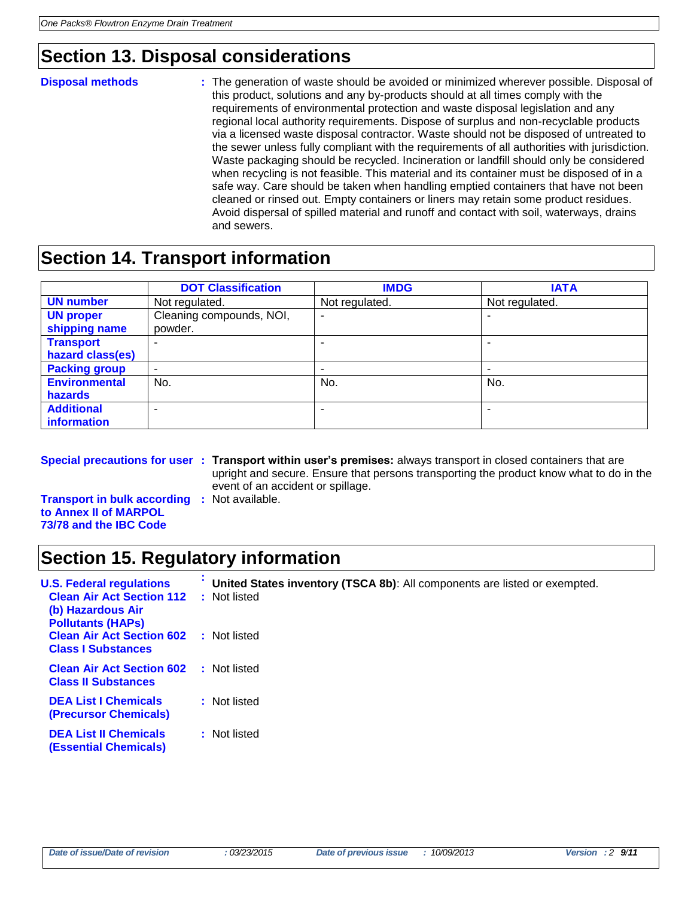## Section 13. Disposal considerations

**Disposal methods** : The generation of waste should be avoided or minimized wherever possible. Disposal of this product, solutions and any by-products should at all times comply with the requirements of environmental protection and waste disposal legislation and any regional local authority requirements. Dispose of surplus and non-recyclable products via a licensed waste disposal contractor. Waste should not be disposed of untreated to the sewer unless fully compliant with the requirements of all authorities with jurisdiction. Waste packaging should be recycled. Incineration or landfill should only be considered when recycling is not feasible. This material and its container must be disposed of in a safe way. Care should be taken when handling emptied containers that have not been cleaned or rinsed out. Empty containers or liners may retain some product residues. Avoid dispersal of spilled material and runoff and contact with soil, waterways, drains and sewers.

## Section 14. Transport information

| | DOT Classification | IMDG | IATA |
|---|---|---|---|
| **UN number** | Not regulated. | Not regulated. | Not regulated. |
| **UN proper shipping name** | Cleaning compounds, NOI, powder. | - | - |
| **Transport hazard class(es)** | - | - | - |
| **Packing group** | - | - | - |
| **Environmental hazards** | No. | No. | No. |
| **Additional information** | - | - | - |

**Special precautions for user** : **Transport within user's premises:** always transport in closed containers that are upright and secure. Ensure that persons transporting the product know what to do in the event of an accident or spillage.

**Transport in bulk according to Annex II of MARPOL 73/78 and the IBC Code** : Not available.

## Section 15. Regulatory information

**U.S. Federal regulations** : **United States inventory (TSCA 8b)**: All components are listed or exempted.

**Clean Air Act Section 112 (b) Hazardous Air Pollutants (HAPs)** : Not listed

**Clean Air Act Section 602 Class I Substances** : Not listed

**Clean Air Act Section 602 Class II Substances** : Not listed

**DEA List I Chemicals (Precursor Chemicals)** : Not listed

**DEA List II Chemicals (Essential Chemicals)** : Not listed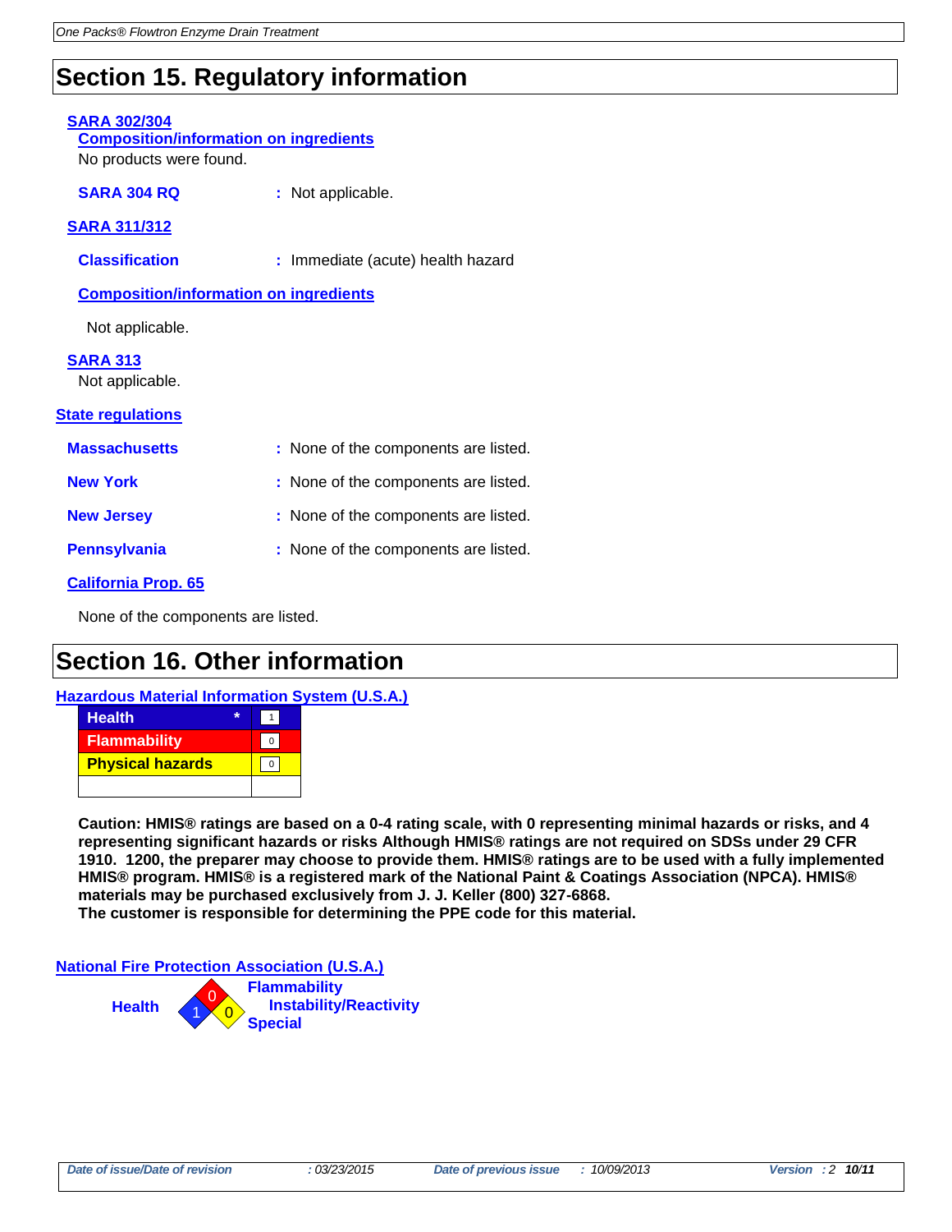# Section 15. Regulatory information

**SARA 302/304**

**Composition/information on ingredients**

No products were found.

**SARA 304 RQ** : Not applicable.

**SARA 311/312**

**Classification** : Immediate (acute) health hazard

**Composition/information on ingredients**

Not applicable.

**SARA 313**

Not applicable.

**State regulations**

**Massachusetts** : None of the components are listed.

**New York** : None of the components are listed.

**New Jersey** : None of the components are listed.

**Pennsylvania** : None of the components are listed.

**California Prop. 65**

None of the components are listed.

# Section 16. Other information

**Hazardous Material Information System (U.S.A.)**

| | |
|---|---|
| Health * | 1 |
| Flammability | 0 |
| Physical hazards | 0 |
| | |

**Caution: HMIS® ratings are based on a 0-4 rating scale, with 0 representing minimal hazards or risks, and 4 representing significant hazards or risks Although HMIS® ratings are not required on SDSs under 29 CFR 1910. 1200, the preparer may choose to provide them. HMIS® ratings are to be used with a fully implemented HMIS® program. HMIS® is a registered mark of the National Paint & Coatings Association (NPCA). HMIS® materials may be purchased exclusively from J. J. Keller (800) 327-6868.**
**The customer is responsible for determining the PPE code for this material.**

**National Fire Protection Association (U.S.A.)**

| | |
|---|---|
| Health | 1 |
| Flammability | 0 |
| Instability/Reactivity | 0 |
| Special | |

*Date of issue/Date of revision* : 03/23/2015 *Date of previous issue* : 10/09/2013 *Version* : 2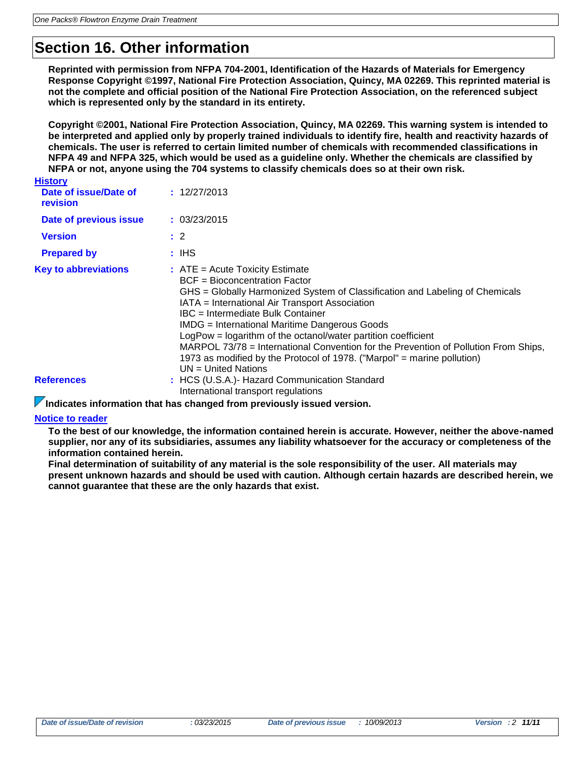# Section 16. Other information

**Reprinted with permission from NFPA 704-2001, Identification of the Hazards of Materials for Emergency Response Copyright ©1997, National Fire Protection Association, Quincy, MA 02269. This reprinted material is not the complete and official position of the National Fire Protection Association, on the referenced subject which is represented only by the standard in its entirety.**

**Copyright ©2001, National Fire Protection Association, Quincy, MA 02269. This warning system is intended to be interpreted and applied only by properly trained individuals to identify fire, health and reactivity hazards of chemicals. The user is referred to certain limited number of chemicals with recommended classifications in NFPA 49 and NFPA 325, which would be used as a guideline only. Whether the chemicals are classified by NFPA or not, anyone using the 704 systems to classify chemicals does so at their own risk.**

## History

| | |
|---|---|
| **Date of issue/Date of revision** | : 12/27/2013 |
| **Date of previous issue** | : 03/23/2015 |
| **Version** | : 2 |
| **Prepared by** | : IHS |

**Key to abbreviations** : ATE = Acute Toxicity Estimate
BCF = Bioconcentration Factor
GHS = Globally Harmonized System of Classification and Labeling of Chemicals
IATA = International Air Transport Association
IBC = Intermediate Bulk Container
IMDG = International Maritime Dangerous Goods
LogPow = logarithm of the octanol/water partition coefficient
MARPOL 73/78 = International Convention for the Prevention of Pollution From Ships, 1973 as modified by the Protocol of 1978. ("Marpol" = marine pollution)
UN = United Nations

**References** : HCS (U.S.A.)- Hazard Communication Standard
International transport regulations

**Indicates information that has changed from previously issued version.**

## Notice to reader

**To the best of our knowledge, the information contained herein is accurate. However, neither the above-named supplier, nor any of its subsidiaries, assumes any liability whatsoever for the accuracy or completeness of the information contained herein.**

**Final determination of suitability of any material is the sole responsibility of the user. All materials may present unknown hazards and should be used with caution. Although certain hazards are described herein, we cannot guarantee that these are the only hazards that exist.**